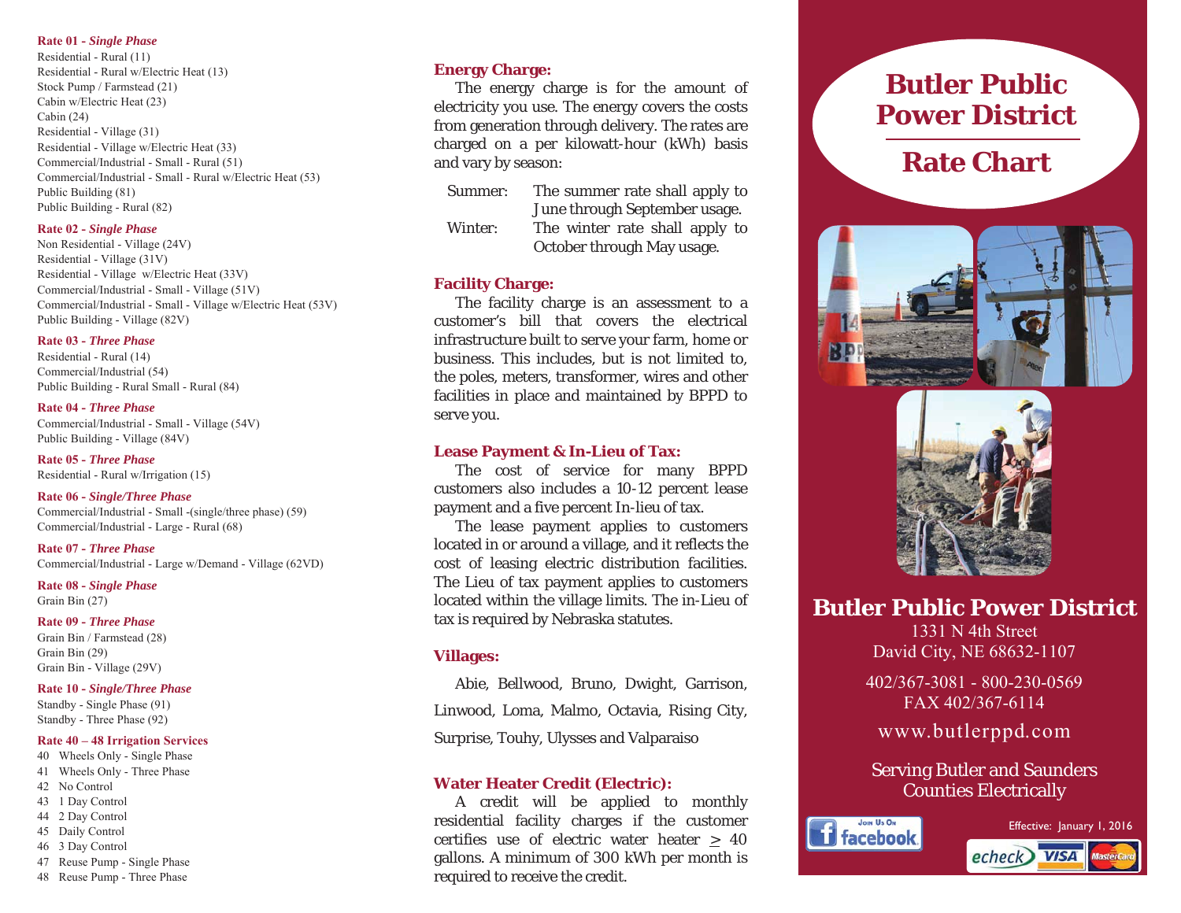**Rate 01 -** ***Single Phase***

Residential - Rural (11)
Residential - Rural w/Electric Heat (13)
Stock Pump / Farmstead (21)
Cabin w/Electric Heat (23)
Cabin (24)
Residential - Village (31)
Residential - Village w/Electric Heat (33)
Commercial/Industrial - Small - Rural (51)
Commercial/Industrial - Small - Rural w/Electric Heat (53)
Public Building (81)
Public Building - Rural (82)

**Rate 02 -** ***Single Phase***

Non Residential - Village (24V)
Residential - Village (31V)
Residential - Village w/Electric Heat (33V)
Commercial/Industrial - Small - Village (51V)
Commercial/Industrial - Small - Village w/Electric Heat (53V)
Public Building - Village (82V)

**Rate 03 -** ***Three Phase***

Residential - Rural (14)
Commercial/Industrial (54)
Public Building - Rural Small - Rural (84)

**Rate 04 -** ***Three Phase***

Commercial/Industrial - Small - Village (54V)
Public Building - Village (84V)

**Rate 05 -** ***Three Phase***

Residential - Rural w/Irrigation (15)

**Rate 06 -** ***Single/Three Phase***

Commercial/Industrial - Small -(single/three phase) (59)
Commercial/Industrial - Large - Rural (68)

**Rate 07 -** ***Three Phase***

Commercial/Industrial - Large w/Demand - Village (62VD)

**Rate 08 -** ***Single Phase***

Grain Bin (27)

**Rate 09 -** ***Three Phase***

Grain Bin / Farmstead (28)
Grain Bin (29)
Grain Bin - Village (29V)

**Rate 10 -** ***Single/Three Phase***

Standby - Single Phase (91)
Standby - Three Phase (92)

**Rate 40 – 48 Irrigation Services**

40 Wheels Only - Single Phase
41 Wheels Only - Three Phase
42 No Control
43 1 Day Control
44 2 Day Control
45 Daily Control
46 3 Day Control
47 Reuse Pump - Single Phase
48 Reuse Pump - Three Phase

**Energy Charge:**

The energy charge is for the amount of electricity you use. The energy covers the costs from generation through delivery. The rates are charged on a per kilowatt-hour (kWh) basis and vary by season:

Summer: The summer rate shall apply to June through September usage.
Winter: The winter rate shall apply to October through May usage.

**Facility Charge:**

The facility charge is an assessment to a customer's bill that covers the electrical infrastructure built to serve your farm, home or business. This includes, but is not limited to, the poles, meters, transformer, wires and other facilities in place and maintained by BPPD to serve you.

**Lease Payment & In-Lieu of Tax:**

The cost of service for many BPPD customers also includes a 10-12 percent lease payment and a five percent In-lieu of tax.

The lease payment applies to customers located in or around a village, and it reflects the cost of leasing electric distribution facilities. The Lieu of tax payment applies to customers located within the village limits. The in-Lieu of tax is required by Nebraska statutes.

**Villages:**

Abie, Bellwood, Bruno, Dwight, Garrison, Linwood, Loma, Malmo, Octavia, Rising City, Surprise, Touhy, Ulysses and Valparaiso

**Water Heater Credit (Electric):**

A credit will be applied to monthly residential facility charges if the customer certifies use of electric water heater $\geq$ 40 gallons. A minimum of 300 kWh per month is required to receive the credit.

# Butler Public Power District

## Rate Chart

**Butler Public Power District**
1331 N 4th Street
David City, NE 68632-1107

402/367-3081 - 800-230-0569
FAX 402/367-6114

www.butlerppd.com

Serving Butler and Saunders Counties Electrically

Join Us On facebook

Effective: January 1, 2016

echeck VISA MasterCard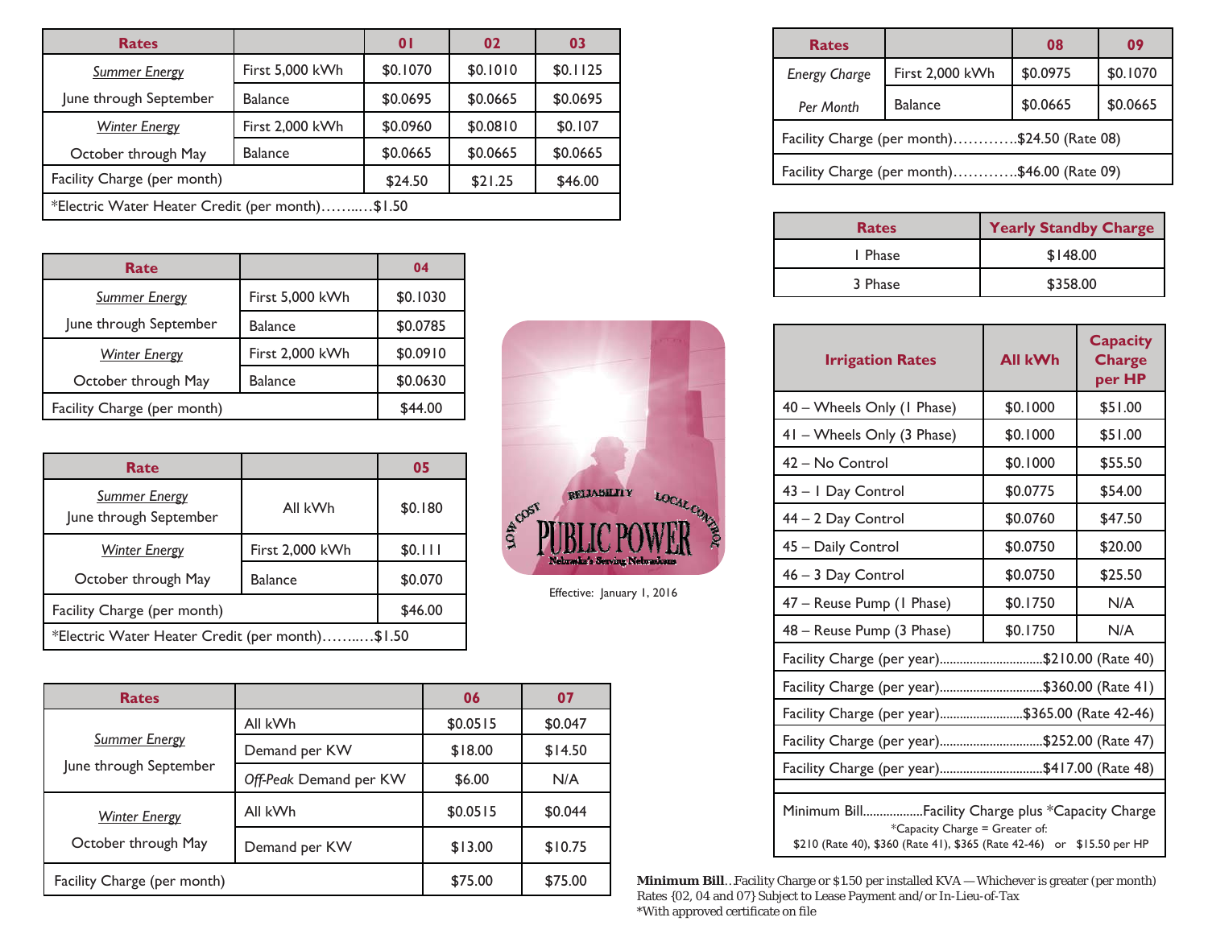| Rates | | 01 | 02 | 03 |
|---|---|---|---|---|
| *Summer Energy* June through September | First 5,000 kWh | $0.1070 | $0.1010 | $0.1125 |
| | Balance | $0.0695 | $0.0665 | $0.0695 |
| *Winter Energy* October through May | First 2,000 kWh | $0.0960 | $0.0810 | $0.107 |
| | Balance | $0.0665 | $0.0665 | $0.0665 |
| Facility Charge (per month) | | $24.50 | $21.25 | $46.00 |
| *Electric Water Heater Credit (per month)……..…$1.50 | | | | |

| Rate | | 04 |
|---|---|---|
| *Summer Energy* June through September | First 5,000 kWh | $0.1030 |
| | Balance | $0.0785 |
| *Winter Energy* October through May | First 2,000 kWh | $0.0910 |
| | Balance | $0.0630 |
| Facility Charge (per month) | | $44.00 |

| Rate | | 05 |
|---|---|---|
| *Summer Energy* June through September | All kWh | $0.180 |
| *Winter Energy* October through May | First 2,000 kWh | $0.111 |
| | Balance | $0.070 |
| Facility Charge (per month) | | $46.00 |
| *Electric Water Heater Credit (per month)……..…$1.50 | | |

| Rates | | 06 | 07 |
|---|---|---|---|
| *Summer Energy* June through September | All kWh | $0.0515 | $0.047 |
| | Demand per KW | $18.00 | $14.50 |
| | *Off-Peak* Demand per KW | $6.00 | N/A |
| *Winter Energy* October through May | All kWh | $0.0515 | $0.044 |
| | Demand per KW | $13.00 | $10.75 |
| Facility Charge (per month) | | $75.00 | $75.00 |

LOW COST RELIABILITY LOCAL CONTROL
PUBLIC POWER
Nebraska's Serving Nebraskans

Effective: January 1, 2016

| Rates | | 08 | 09 |
|---|---|---|---|
| *Energy Charge Per Month* | First 2,000 kWh | $0.0975 | $0.1070 |
| | Balance | $0.0665 | $0.0665 |
| Facility Charge (per month)…………$24.50 (Rate 08) | | | |
| Facility Charge (per month)…………$46.00 (Rate 09) | | | |

| Rates | Yearly Standby Charge |
|---|---|
| 1 Phase | $148.00 |
| 3 Phase | $358.00 |

| Irrigation Rates | All kWh | Capacity Charge per HP |
|---|---|---|
| 40 – Wheels Only (1 Phase) | $0.1000 | $51.00 |
| 41 – Wheels Only (3 Phase) | $0.1000 | $51.00 |
| 42 – No Control | $0.1000 | $55.50 |
| 43 – 1 Day Control | $0.0775 | $54.00 |
| 44 – 2 Day Control | $0.0760 | $47.50 |
| 45 – Daily Control | $0.0750 | $20.00 |
| 46 – 3 Day Control | $0.0750 | $25.50 |
| 47 – Reuse Pump (1 Phase) | $0.1750 | N/A |
| 48 – Reuse Pump (3 Phase) | $0.1750 | N/A |
| Facility Charge (per year)……………………….$210.00 (Rate 40) | | |
| Facility Charge (per year)……………………….$360.00 (Rate 41) | | |
| Facility Charge (per year)…………………….$365.00 (Rate 42-46) | | |
| Facility Charge (per year)……………………….$252.00 (Rate 47) | | |
| Facility Charge (per year)……………………….$417.00 (Rate 48) | | |
| Minimum Bill……………Facility Charge plus *Capacity Charge<br>*Capacity Charge = Greater of:<br>$210 (Rate 40), $360 (Rate 41), $365 (Rate 42-46) or $15.50 per HP | | |

**Minimum Bill**…Facility Charge or $1.50 per installed KVA — Whichever is greater (per month)
Rates {02, 04 and 07} Subject to Lease Payment and/or In-Lieu-of-Tax
*With approved certificate on file